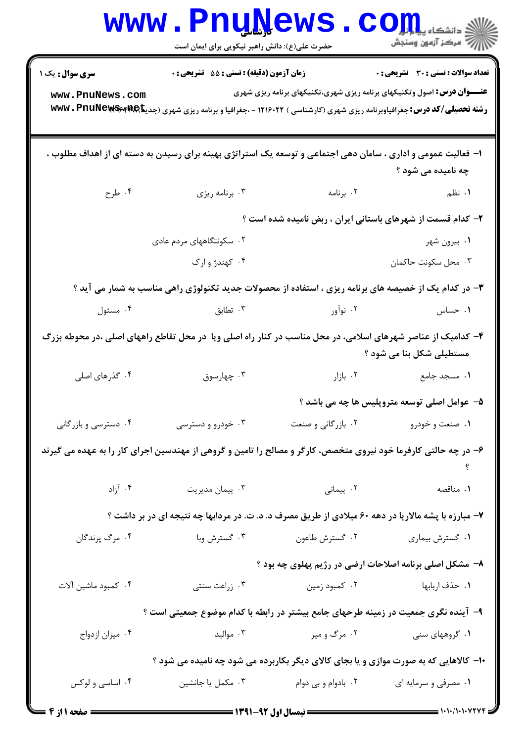**سری سوال:** یک ۱

**زمان آزمون (دقیقه) : تستی : ۵۵ تشریحی : ۰**

**تعداد سوالات : تستی : ۳۰ تشریحی : ۰**

**عنـــوان درس:** اصول وتکنیکهای برنامه ریزی شهری،تکنیکهای برنامه ریزی شهری

**رشته تحصیلی/کد درس:** جغرافیاوبرنامه ریزی شهری (کارشناسی ) ۱۲۱۶۰۲۲ - ،جغرافیا و برنامه ریزی شهری (جدید)۱۲۱۶۴۴۴

۱- فعالیت عمومی و اداری ، سامان دهی اجتماعی و توسعه یک استراتژی بهینه برای رسیدن به دسته ای از اهداف مطلوب ، چه نامیده می شود ؟

۱. نظم
۲. برنامه
۳. برنامه ریزی
۴. طرح

۲- کدام قسمت از شهرهای باستانی ایران ، ربض نامیده شده است ؟

۱. بیرون شهر
۲. سکونتگاههای مردم عادی
۳. محل سکونت حاکمان
۴. کهندژ و ارک

۳- در کدام یک از خصیصه های برنامه ریزی ، استفاده از محصولات جدید تکنولوژی راهی مناسب به شمار می آید ؟

۱. حساس
۲. نوآور
۳. تطابق
۴. مسئول

۴- کدامیک از عناصر شهرهای اسلامی، در محل مناسب در کنار راه اصلی ویا در محل تقاطع راههای اصلی ،در محوطه بزرگ مستطیلی شکل بنا می شود ؟

۱. مسجد جامع
۲. بازار
۳. چهارسوق
۴. گذرهای اصلی

۵- عوامل اصلی توسعه متروپلیس ها چه می باشد ؟

۱. صنعت و خودرو
۲. بازرگانی و صنعت
۳. خودرو و دسترسی
۴. دسترسی و بازرگانی

۶- در چه حالتی کارفرما خود نیروی متخصص، کارگر و مصالح را تامین و گروهی از مهندسین اجرای کار را به عهده می گیرند ؟

۱. مناقصه
۲. پیمانی
۳. پیمان مدیریت
۴. آزاد

۷- مبارزه با پشه مالاریا در دهه ۶۰ میلادی از طریق مصرف د. د. ت. در مردابها چه نتیجه ای در بر داشت ؟

۱. گسترش بیماری
۲. گسترش طاعون
۳. گسترش وبا
۴. مرگ پرندگان

۸- مشکل اصلی برنامه اصلاحات ارضی در رژیم پهلوی چه بود ؟

۱. حذف اربابها
۲. کمبود زمین
۳. زراعت سنتی
۴. کمبود ماشین آلات

۹- آینده نگری جمعیت در زمینه طرحهای جامع بیشتر در رابطه با کدام موضوع جمعیتی است ؟

۱. گروههای سنی
۲. مرگ و میر
۳. موالید
۴. میزان ازدواج

۱۰- کالاهایی که به صورت موازی و یا بجای کالای دیگر بکاربرده می شود چه نامیده می شود ؟

۱. مصرفی و سرمایه ای
۲. بادوام و بی دوام
۳. مکمل یا جانشین
۴. اساسی و لوکس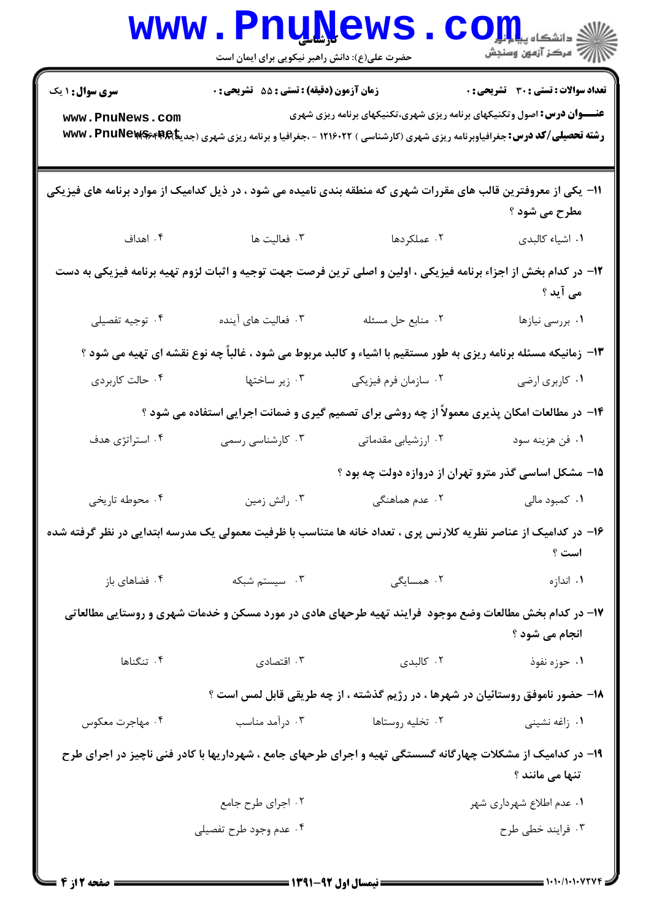**سری سوال:** ۱ یک | **زمان آزمون (دقیقه) : تستی :** ۵۵ **تشریحی :** ۰ | **تعداد سوالات : تستی :** ۳۰ **تشریحی :** ۰

**عنـــوان درس:** اصول وتکنیکهای برنامه ریزی شهری،تکنیکهای برنامه ریزی شهری

**رشته تحصیلی/کد درس:** جغرافیاوبرنامه ریزی شهری (کارشناسی ) ۱۲۱۶۰۲۲ - ،جغرافیا و برنامه ریزی شهری (جدید)۱۲۱۶۴۴۴

۱۱- یکی از معروفترین قالب های مقررات شهری که منطقه بندی نامیده می شود ، در ذیل کدامیک از موارد برنامه های فیزیکی مطرح می شود ؟

۱. اشیاء کالبدی
۲. عملکردها
۳. فعالیت ها
۴. اهداف

۱۲- در کدام بخش از اجزاء برنامه فیزیکی ، اولین و اصلی ترین فرصت جهت توجیه و اثبات لزوم تهیه برنامه فیزیکی به دست می آید ؟

۱. بررسی نیازها
۲. منابع حل مسئله
۳. فعالیت های آینده
۴. توجیه تفصیلی

۱۳- زمانیکه مسئله برنامه ریزی به طور مستقیم با اشیاء و کالبد مربوط می شود ، غالباً چه نوع نقشه ای تهیه می شود ؟

۱. کاربری ارضی
۲. سازمان فرم فیزیکی
۳. زیر ساختها
۴. حالت کاربردی

۱۴- در مطالعات امکان پذیری معمولاً از چه روشی برای تصمیم گیری و ضمانت اجرایی استفاده می شود ؟

۱. فن هزینه سود
۲. ارزشیابی مقدماتی
۳. کارشناسی رسمی
۴. استراتژی هدف

۱۵- مشکل اساسی گذر مترو تهران از دروازه دولت چه بود ؟

۱. کمبود مالی
۲. عدم هماهنگی
۳. رانش زمین
۴. محوطه تاریخی

۱۶- در کدامیک از عناصر نظریه کلارنس پری ، تعداد خانه ها متناسب با ظرفیت معمولی یک مدرسه ابتدایی در نظر گرفته شده است ؟

۱. اندازه
۲. همسایگی
۳. سیستم شبکه
۴. فضاهای باز

۱۷- در کدام بخش مطالعات وضع موجود فرایند تهیه طرحهای هادی در مورد مسکن و خدمات شهری و روستایی مطالعاتی انجام می شود ؟

۱. حوزه نفوذ
۲. کالبدی
۳. اقتصادی
۴. تنگناها

۱۸- حضور ناموفق روستائیان در شهرها ، در رژیم گذشته ، از چه طریقی قابل لمس است ؟

۱. زاغه نشینی
۲. تخلیه روستاها
۳. درآمد مناسب
۴. مهاجرت معکوس

۱۹- در کدامیک از مشکلات چهارگانه گسستگی تهیه و اجرای طرحهای جامع ، شهرداریها با کادر فنی ناچیز در اجرای طرح تنها می مانند ؟

۱. عدم اطلاع شهرداری شهر
۲. اجرای طرح جامع
۳. فرایند خطی طرح
۴. عدم وجود طرح تفصیلی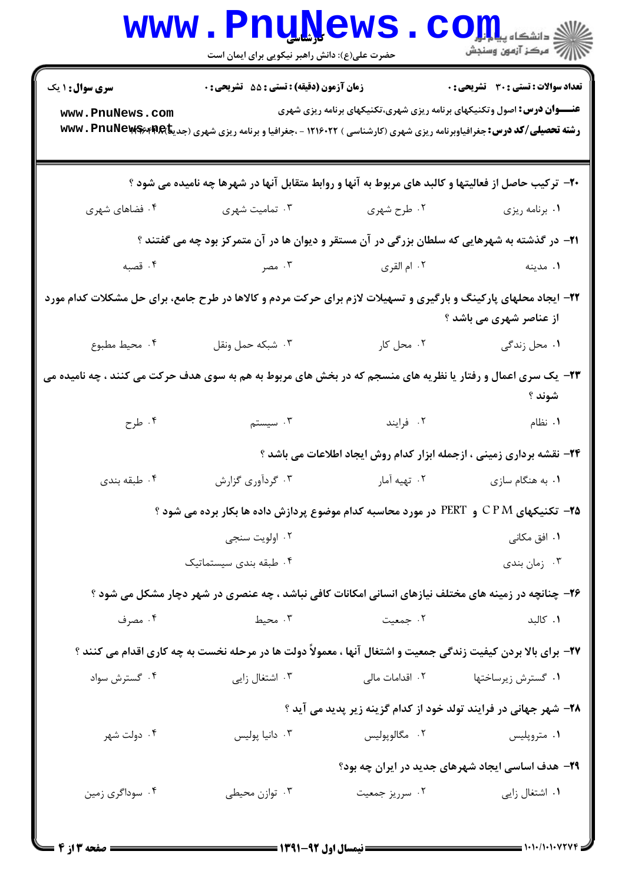**سری سوال:** ۱ یک

**زمان آزمون (دقیقه) : تستی : ۵۵ تشریحی : ۰**

**تعداد سوالات : تستی : ۳۰ تشریحی : ۰**

**عنـــوان درس:** اصول وتکنیکهای برنامه ریزی شهری،تکنیکهای برنامه ریزی شهری

**رشته تحصیلی/کد درس:** جغرافیاوبرنامه ریزی شهری (کارشناسی ) ۱۲۱۶۰۲۲ - ،جغرافیا و برنامه ریزی شهری (جدید) ۱۲۱۶۴۲۴

**۲۰- ترکیب حاصل از فعالیتها و کالبد های مربوط به آنها و روابط متقابل آنها در شهرها چه نامیده می شود ؟**

۱. برنامه ریزی
۲. طرح شهری
۳. تمامیت شهری
۴. فضاهای شهری

**۲۱- در گذشته به شهرهایی که سلطان بزرگی در آن مستقر و دیوان ها در آن متمرکز بود چه می گفتند ؟**

۱. مدینه
۲. ام القری
۳. مصر
۴. قصبه

**۲۲- ایجاد محلهای پارکینگ و بارگیری و تسهیلات لازم برای حرکت مردم و کالاها در طرح جامع، برای حل مشکلات کدام مورد از عناصر شهری می باشد ؟**

۱. محل زندگی
۲. محل کار
۳. شبکه حمل ونقل
۴. محیط مطبوع

**۲۳- یک سری اعمال و رفتار یا نظریه های منسجم که در بخش های مربوط به هم به سوی هدف حرکت می کنند ، چه نامیده می شوند ؟**

۱. نظام
۲. فرایند
۳. سیستم
۴. طرح

**۲۴- نقشه برداری زمینی ، ازجمله ابزار کدام روش ایجاد اطلاعات می باشد ؟**

۱. به هنگام سازی
۲. تهیه آمار
۳. گردآوری گزارش
۴. طبقه بندی

**۲۵- تکنیکهای C P M و PERT در مورد محاسبه کدام موضوع پردازش داده ها بکار برده می شود ؟**

۱. افق مکانی
۲. اولویت سنجی
۳. زمان بندی
۴. طبقه بندی سیستماتیک

**۲۶- چنانچه در زمینه های مختلف نیازهای انسانی امکانات کافی نباشد ، چه عنصری در شهر دچار مشکل می شود ؟**

۱. کالبد
۲. جمعیت
۳. محیط
۴. مصرف

**۲۷- برای بالا بردن کیفیت زندگی جمعیت و اشتغال آنها ، معمولاً دولت ها در مرحله نخست به چه کاری اقدام می کنند ؟**

۱. گسترش زیرساختها
۲. اقدامات مالی
۳. اشتغال زایی
۴. گسترش سواد

**۲۸- شهر جهانی در فرایند تولد خود از کدام گزینه زیر پدید می آید ؟**

۱. متروپلیس
۲. مگالوپولیس
۳. دانیا پولیس
۴. دولت شهر

**۲۹- هدف اساسی ایجاد شهرهای جدید در ایران چه بود؟**

۱. اشتغال زایی
۲. سرریز جمعیت
۳. توازن محیطی
۴. سوداگری زمین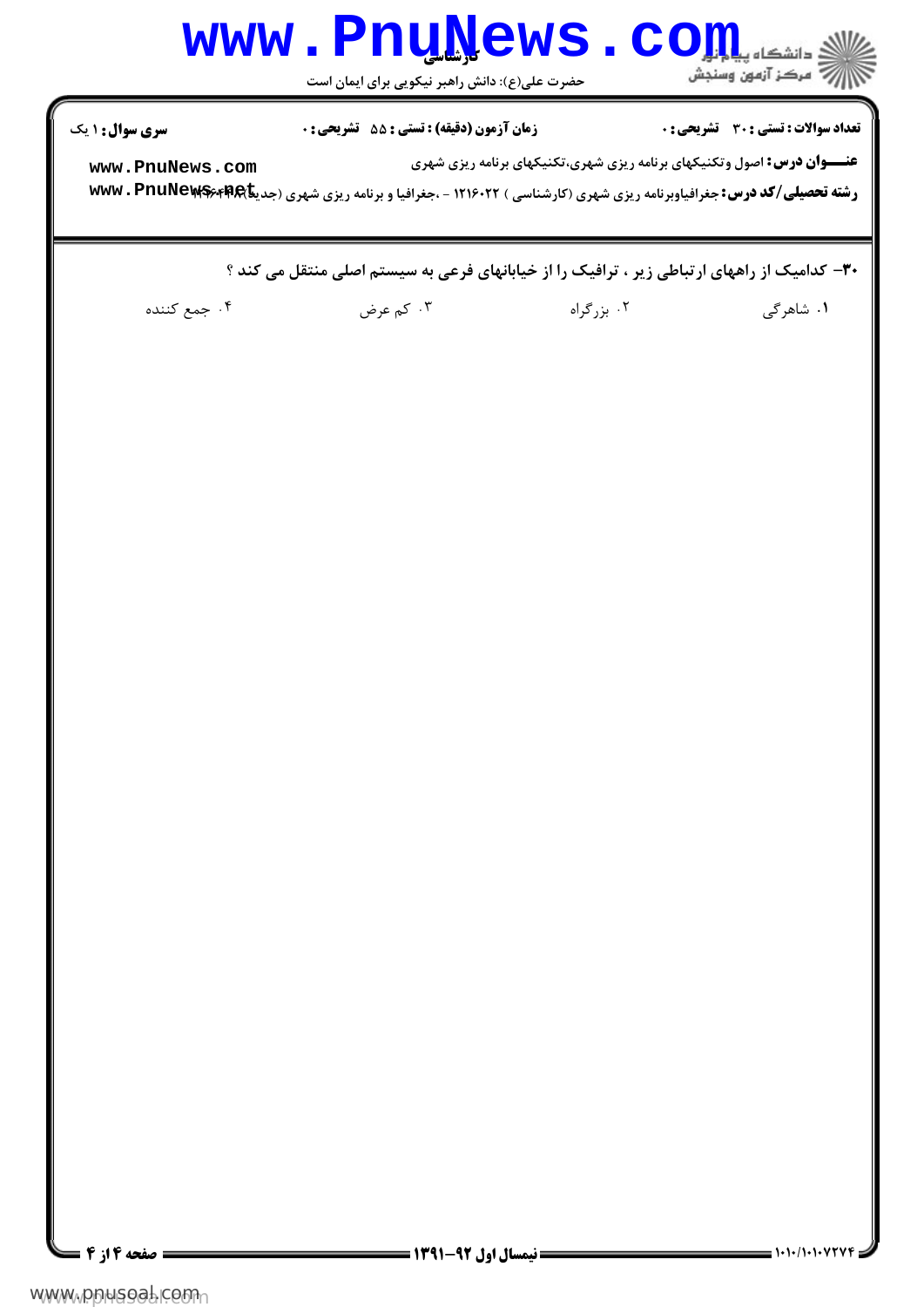**۳۰-** کدامیک از راههای ارتباطی زیر ، ترافیک را از خیابانهای فرعی به سیستم اصلی منتقل می کند ؟

۱. شاهرگی
۲. بزرگراه
۳. کم عرض
۴. جمع کننده